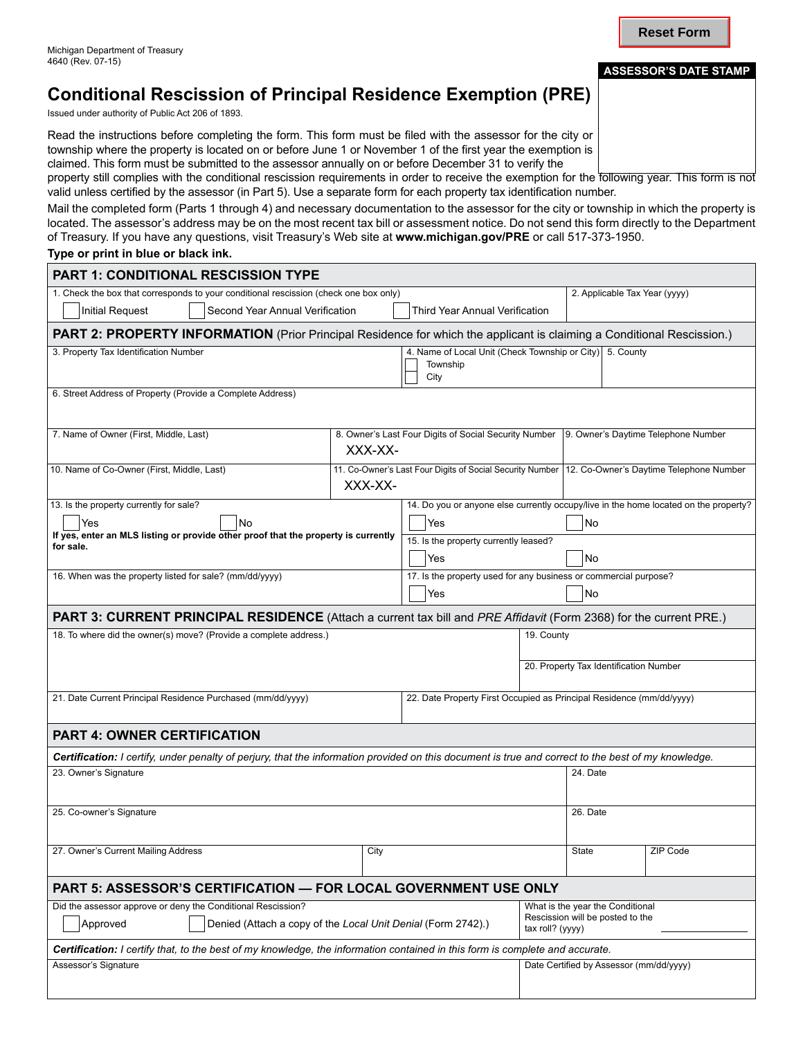Reset Form

Michigan Department of Treasury
4640 (Rev. 07-15)

**ASSESSOR'S DATE STAMP**

# Conditional Rescission of Principal Residence Exemption (PRE)

Issued under authority of Public Act 206 of 1893.

Read the instructions before completing the form. This form must be filed with the assessor for the city or township where the property is located on or before June 1 or November 1 of the first year the exemption is claimed. This form must be submitted to the assessor annually on or before December 31 to verify the property still complies with the conditional rescission requirements in order to receive the exemption for the following year. This form is not valid unless certified by the assessor (in Part 5). Use a separate form for each property tax identification number.

Mail the completed form (Parts 1 through 4) and necessary documentation to the assessor for the city or township in which the property is located. The assessor's address may be on the most recent tax bill or assessment notice. Do not send this form directly to the Department of Treasury. If you have any questions, visit Treasury's Web site at **www.michigan.gov/PRE** or call 517-373-1950.

**Type or print in blue or black ink.**

## PART 1: CONDITIONAL RESCISSION TYPE

| 1. Check the box that corresponds to your conditional rescission (check one box only) | 2. Applicable Tax Year (yyyy) |
|---|---|
| ☐ Initial Request ☐ Second Year Annual Verification ☐ Third Year Annual Verification | |

## PART 2: PROPERTY INFORMATION (Prior Principal Residence for which the applicant is claiming a Conditional Rescission.)

| 3. Property Tax Identification Number | 4. Name of Local Unit (Check Township or City) ☐ Township ☐ City | 5. County |
|---|---|---|
| 6. Street Address of Property (Provide a Complete Address) | | |
| 7. Name of Owner (First, Middle, Last) | 8. Owner's Last Four Digits of Social Security Number XXX-XX- | 9. Owner's Daytime Telephone Number |
| 10. Name of Co-Owner (First, Middle, Last) | 11. Co-Owner's Last Four Digits of Social Security Number XXX-XX- | 12. Co-Owner's Daytime Telephone Number |

| 13. Is the property currently for sale? ☐ Yes ☐ No **If yes, enter an MLS listing or provide other proof that the property is currently for sale.** | 14. Do you or anyone else currently occupy/live in the home located on the property? ☐ Yes ☐ No |
|---|---|
| | 15. Is the property currently leased? ☐ Yes ☐ No |
| 16. When was the property listed for sale? (mm/dd/yyyy) | 17. Is the property used for any business or commercial purpose? ☐ Yes ☐ No |

## PART 3: CURRENT PRINCIPAL RESIDENCE (Attach a current tax bill and *PRE Affidavit* (Form 2368) for the current PRE.)

| 18. To where did the owner(s) move? (Provide a complete address.) | 19. County |
|---|---|
| | 20. Property Tax Identification Number |
| 21. Date Current Principal Residence Purchased (mm/dd/yyyy) | 22. Date Property First Occupied as Principal Residence (mm/dd/yyyy) |

## PART 4: OWNER CERTIFICATION

***Certification:*** *I certify, under penalty of perjury, that the information provided on this document is true and correct to the best of my knowledge.*

| 23. Owner's Signature | | | 24. Date | |
|---|---|---|---|---|
| 25. Co-owner's Signature | | | 26. Date | |
| 27. Owner's Current Mailing Address | City | | State | ZIP Code |

## PART 5: ASSESSOR'S CERTIFICATION — FOR LOCAL GOVERNMENT USE ONLY

| Did the assessor approve or deny the Conditional Rescission? ☐ Approved ☐ Denied (Attach a copy of the *Local Unit Denial* (Form 2742).) | What is the year the Conditional Rescission will be posted to the tax roll? (yyyy) |
|---|---|

***Certification:*** *I certify that, to the best of my knowledge, the information contained in this form is complete and accurate.*

| Assessor's Signature | Date Certified by Assessor (mm/dd/yyyy) |
|---|---|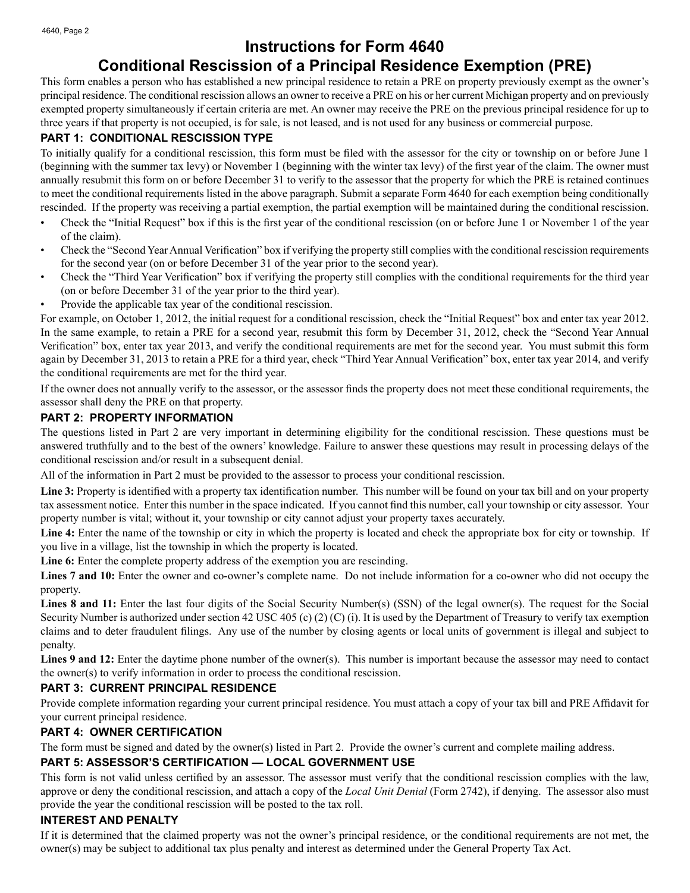# Instructions for Form 4640

# Conditional Rescission of a Principal Residence Exemption (PRE)

This form enables a person who has established a new principal residence to retain a PRE on property previously exempt as the owner's principal residence. The conditional rescission allows an owner to receive a PRE on his or her current Michigan property and on previously exempted property simultaneously if certain criteria are met. An owner may receive the PRE on the previous principal residence for up to three years if that property is not occupied, is for sale, is not leased, and is not used for any business or commercial purpose.

## PART 1: CONDITIONAL RESCISSION TYPE

To initially qualify for a conditional rescission, this form must be filed with the assessor for the city or township on or before June 1 (beginning with the summer tax levy) or November 1 (beginning with the winter tax levy) of the first year of the claim. The owner must annually resubmit this form on or before December 31 to verify to the assessor that the property for which the PRE is retained continues to meet the conditional requirements listed in the above paragraph. Submit a separate Form 4640 for each exemption being conditionally rescinded. If the property was receiving a partial exemption, the partial exemption will be maintained during the conditional rescission.

- Check the "Initial Request" box if this is the first year of the conditional rescission (on or before June 1 or November 1 of the year of the claim).
- Check the "Second Year Annual Verification" box if verifying the property still complies with the conditional rescission requirements for the second year (on or before December 31 of the year prior to the second year).
- Check the "Third Year Verification" box if verifying the property still complies with the conditional requirements for the third year (on or before December 31 of the year prior to the third year).
- Provide the applicable tax year of the conditional rescission.

For example, on October 1, 2012, the initial request for a conditional rescission, check the "Initial Request" box and enter tax year 2012. In the same example, to retain a PRE for a second year, resubmit this form by December 31, 2012, check the "Second Year Annual Verification" box, enter tax year 2013, and verify the conditional requirements are met for the second year. You must submit this form again by December 31, 2013 to retain a PRE for a third year, check "Third Year Annual Verification" box, enter tax year 2014, and verify the conditional requirements are met for the third year.

If the owner does not annually verify to the assessor, or the assessor finds the property does not meet these conditional requirements, the assessor shall deny the PRE on that property.

## PART 2: PROPERTY INFORMATION

The questions listed in Part 2 are very important in determining eligibility for the conditional rescission. These questions must be answered truthfully and to the best of the owners' knowledge. Failure to answer these questions may result in processing delays of the conditional rescission and/or result in a subsequent denial.

All of the information in Part 2 must be provided to the assessor to process your conditional rescission.

**Line 3:** Property is identified with a property tax identification number. This number will be found on your tax bill and on your property tax assessment notice. Enter this number in the space indicated. If you cannot find this number, call your township or city assessor. Your property number is vital; without it, your township or city cannot adjust your property taxes accurately.

**Line 4:** Enter the name of the township or city in which the property is located and check the appropriate box for city or township. If you live in a village, list the township in which the property is located.

**Line 6:** Enter the complete property address of the exemption you are rescinding.

**Lines 7 and 10:** Enter the owner and co-owner's complete name. Do not include information for a co-owner who did not occupy the property.

**Lines 8 and 11:** Enter the last four digits of the Social Security Number(s) (SSN) of the legal owner(s). The request for the Social Security Number is authorized under section 42 USC 405 (c) (2) (C) (i). It is used by the Department of Treasury to verify tax exemption claims and to deter fraudulent filings. Any use of the number by closing agents or local units of government is illegal and subject to penalty.

**Lines 9 and 12:** Enter the daytime phone number of the owner(s). This number is important because the assessor may need to contact the owner(s) to verify information in order to process the conditional rescission.

## PART 3: CURRENT PRINCIPAL RESIDENCE

Provide complete information regarding your current principal residence. You must attach a copy of your tax bill and PRE Affidavit for your current principal residence.

## PART 4: OWNER CERTIFICATION

The form must be signed and dated by the owner(s) listed in Part 2. Provide the owner's current and complete mailing address.

## PART 5: ASSESSOR'S CERTIFICATION — LOCAL GOVERNMENT USE

This form is not valid unless certified by an assessor. The assessor must verify that the conditional rescission complies with the law, approve or deny the conditional rescission, and attach a copy of the *Local Unit Denial* (Form 2742), if denying. The assessor also must provide the year the conditional rescission will be posted to the tax roll.

## INTEREST AND PENALTY

If it is determined that the claimed property was not the owner's principal residence, or the conditional requirements are not met, the owner(s) may be subject to additional tax plus penalty and interest as determined under the General Property Tax Act.